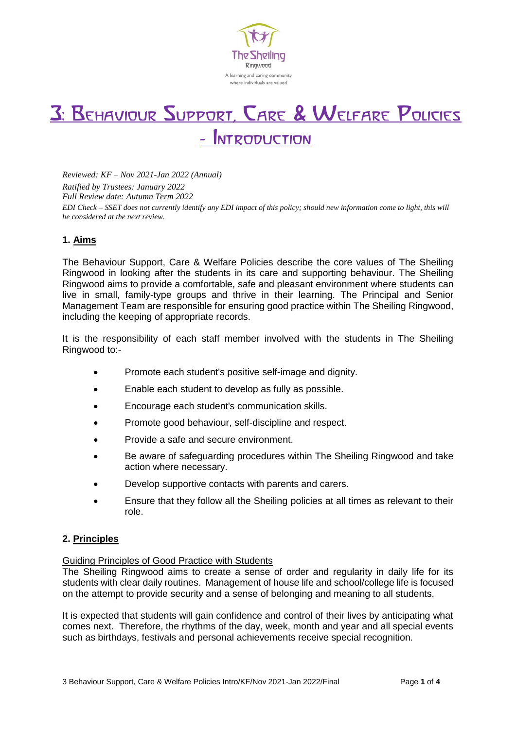The Sheiling
Ringwood
A learning and caring community
where individuals are valued

# 3: Behaviour Support, Care & Welfare Policies - Introduction

*Reviewed: KF – Nov 2021-Jan 2022 (Annual)*
*Ratified by Trustees: January 2022*
*Full Review date: Autumn Term 2022*
*EDI Check – SSET does not currently identify any EDI impact of this policy; should new information come to light, this will be considered at the next review.*

## 1. Aims

The Behaviour Support, Care & Welfare Policies describe the core values of The Sheiling Ringwood in looking after the students in its care and supporting behaviour. The Sheiling Ringwood aims to provide a comfortable, safe and pleasant environment where students can live in small, family-type groups and thrive in their learning. The Principal and Senior Management Team are responsible for ensuring good practice within The Sheiling Ringwood, including the keeping of appropriate records.

It is the responsibility of each staff member involved with the students in The Sheiling Ringwood to:-

- Promote each student's positive self-image and dignity.
- Enable each student to develop as fully as possible.
- Encourage each student's communication skills.
- Promote good behaviour, self-discipline and respect.
- Provide a safe and secure environment.
- Be aware of safeguarding procedures within The Sheiling Ringwood and take action where necessary.
- Develop supportive contacts with parents and carers.
- Ensure that they follow all the Sheiling policies at all times as relevant to their role.

## 2. Principles

Guiding Principles of Good Practice with Students

The Sheiling Ringwood aims to create a sense of order and regularity in daily life for its students with clear daily routines. Management of house life and school/college life is focused on the attempt to provide security and a sense of belonging and meaning to all students.

It is expected that students will gain confidence and control of their lives by anticipating what comes next. Therefore, the rhythms of the day, week, month and year and all special events such as birthdays, festivals and personal achievements receive special recognition.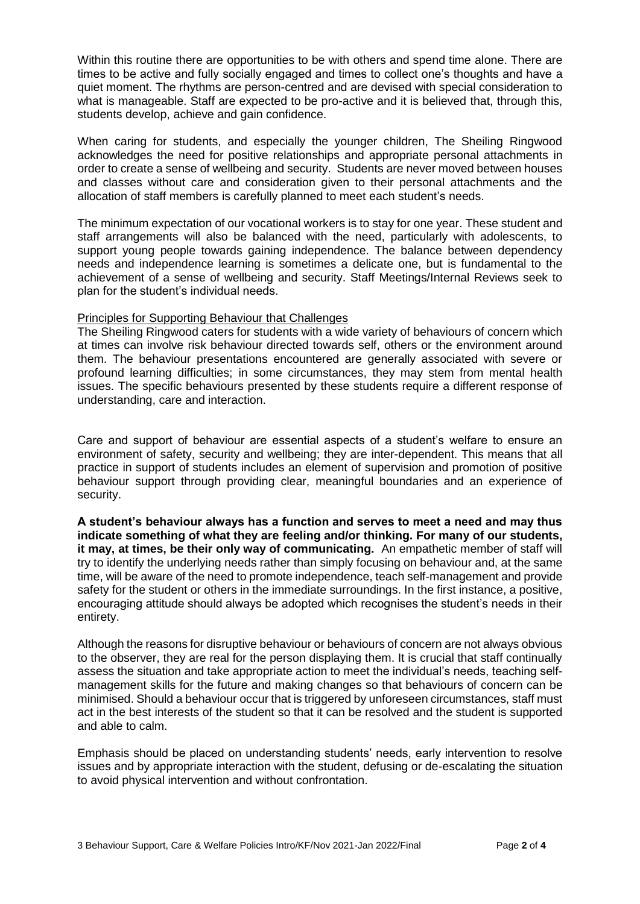Within this routine there are opportunities to be with others and spend time alone. There are times to be active and fully socially engaged and times to collect one's thoughts and have a quiet moment. The rhythms are person-centred and are devised with special consideration to what is manageable. Staff are expected to be pro-active and it is believed that, through this, students develop, achieve and gain confidence.

When caring for students, and especially the younger children, The Sheiling Ringwood acknowledges the need for positive relationships and appropriate personal attachments in order to create a sense of wellbeing and security. Students are never moved between houses and classes without care and consideration given to their personal attachments and the allocation of staff members is carefully planned to meet each student's needs.

The minimum expectation of our vocational workers is to stay for one year. These student and staff arrangements will also be balanced with the need, particularly with adolescents, to support young people towards gaining independence. The balance between dependency needs and independence learning is sometimes a delicate one, but is fundamental to the achievement of a sense of wellbeing and security. Staff Meetings/Internal Reviews seek to plan for the student's individual needs.

## Principles for Supporting Behaviour that Challenges

The Sheiling Ringwood caters for students with a wide variety of behaviours of concern which at times can involve risk behaviour directed towards self, others or the environment around them. The behaviour presentations encountered are generally associated with severe or profound learning difficulties; in some circumstances, they may stem from mental health issues. The specific behaviours presented by these students require a different response of understanding, care and interaction.

Care and support of behaviour are essential aspects of a student's welfare to ensure an environment of safety, security and wellbeing; they are inter-dependent. This means that all practice in support of students includes an element of supervision and promotion of positive behaviour support through providing clear, meaningful boundaries and an experience of security.

**A student's behaviour always has a function and serves to meet a need and may thus indicate something of what they are feeling and/or thinking. For many of our students, it may, at times, be their only way of communicating.** An empathetic member of staff will try to identify the underlying needs rather than simply focusing on behaviour and, at the same time, will be aware of the need to promote independence, teach self-management and provide safety for the student or others in the immediate surroundings. In the first instance, a positive, encouraging attitude should always be adopted which recognises the student's needs in their entirety.

Although the reasons for disruptive behaviour or behaviours of concern are not always obvious to the observer, they are real for the person displaying them. It is crucial that staff continually assess the situation and take appropriate action to meet the individual's needs, teaching self-management skills for the future and making changes so that behaviours of concern can be minimised. Should a behaviour occur that is triggered by unforeseen circumstances, staff must act in the best interests of the student so that it can be resolved and the student is supported and able to calm.

Emphasis should be placed on understanding students' needs, early intervention to resolve issues and by appropriate interaction with the student, defusing or de-escalating the situation to avoid physical intervention and without confrontation.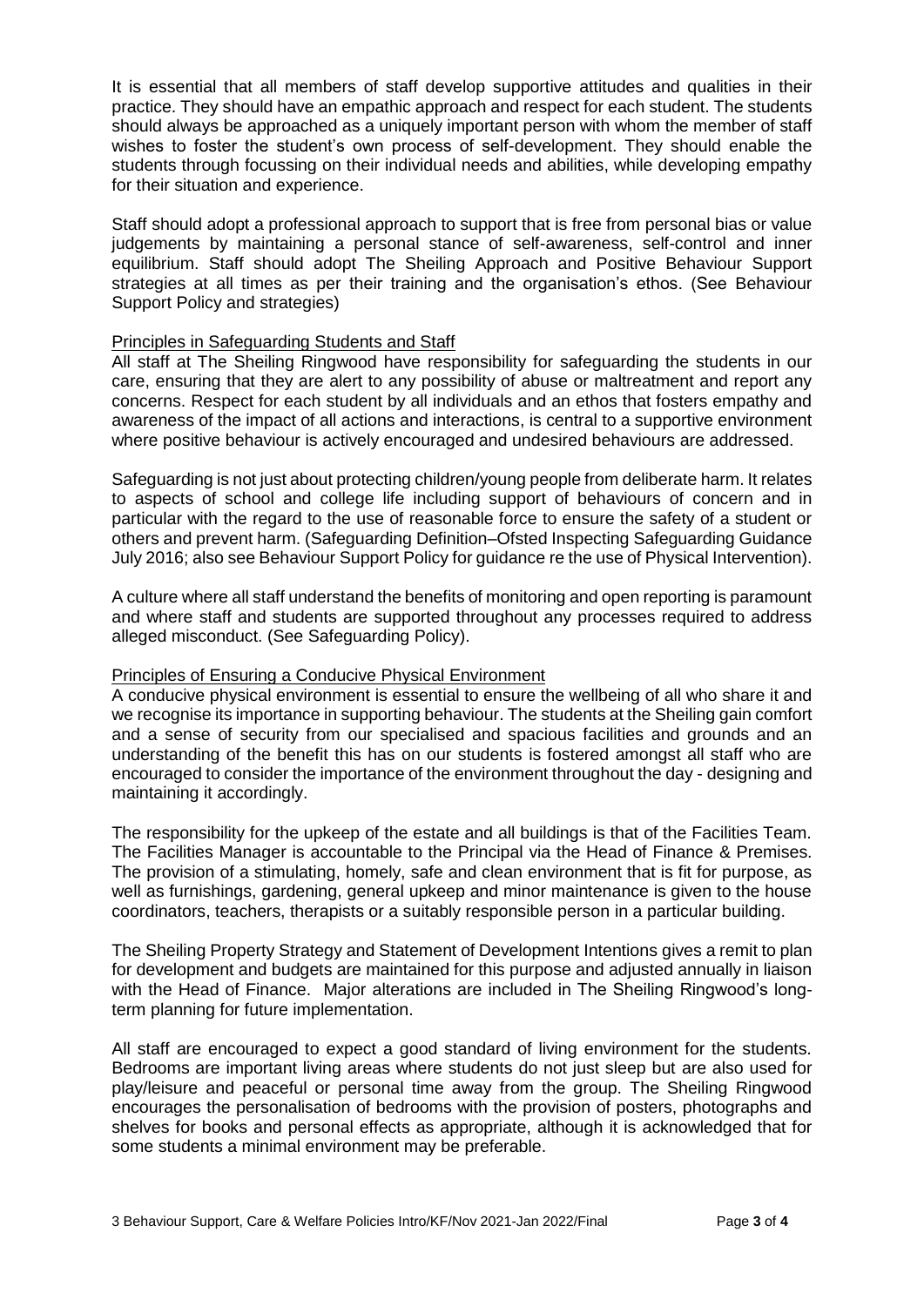It is essential that all members of staff develop supportive attitudes and qualities in their practice. They should have an empathic approach and respect for each student. The students should always be approached as a uniquely important person with whom the member of staff wishes to foster the student's own process of self-development. They should enable the students through focussing on their individual needs and abilities, while developing empathy for their situation and experience.

Staff should adopt a professional approach to support that is free from personal bias or value judgements by maintaining a personal stance of self-awareness, self-control and inner equilibrium. Staff should adopt The Sheiling Approach and Positive Behaviour Support strategies at all times as per their training and the organisation's ethos. (See Behaviour Support Policy and strategies)

## Principles in Safeguarding Students and Staff

All staff at The Sheiling Ringwood have responsibility for safeguarding the students in our care, ensuring that they are alert to any possibility of abuse or maltreatment and report any concerns. Respect for each student by all individuals and an ethos that fosters empathy and awareness of the impact of all actions and interactions, is central to a supportive environment where positive behaviour is actively encouraged and undesired behaviours are addressed.

Safeguarding is not just about protecting children/young people from deliberate harm. It relates to aspects of school and college life including support of behaviours of concern and in particular with the regard to the use of reasonable force to ensure the safety of a student or others and prevent harm. (Safeguarding Definition–Ofsted Inspecting Safeguarding Guidance July 2016; also see Behaviour Support Policy for guidance re the use of Physical Intervention).

A culture where all staff understand the benefits of monitoring and open reporting is paramount and where staff and students are supported throughout any processes required to address alleged misconduct. (See Safeguarding Policy).

## Principles of Ensuring a Conducive Physical Environment

A conducive physical environment is essential to ensure the wellbeing of all who share it and we recognise its importance in supporting behaviour. The students at the Sheiling gain comfort and a sense of security from our specialised and spacious facilities and grounds and an understanding of the benefit this has on our students is fostered amongst all staff who are encouraged to consider the importance of the environment throughout the day - designing and maintaining it accordingly.

The responsibility for the upkeep of the estate and all buildings is that of the Facilities Team. The Facilities Manager is accountable to the Principal via the Head of Finance & Premises. The provision of a stimulating, homely, safe and clean environment that is fit for purpose, as well as furnishings, gardening, general upkeep and minor maintenance is given to the house coordinators, teachers, therapists or a suitably responsible person in a particular building.

The Sheiling Property Strategy and Statement of Development Intentions gives a remit to plan for development and budgets are maintained for this purpose and adjusted annually in liaison with the Head of Finance. Major alterations are included in The Sheiling Ringwood's long-term planning for future implementation.

All staff are encouraged to expect a good standard of living environment for the students. Bedrooms are important living areas where students do not just sleep but are also used for play/leisure and peaceful or personal time away from the group. The Sheiling Ringwood encourages the personalisation of bedrooms with the provision of posters, photographs and shelves for books and personal effects as appropriate, although it is acknowledged that for some students a minimal environment may be preferable.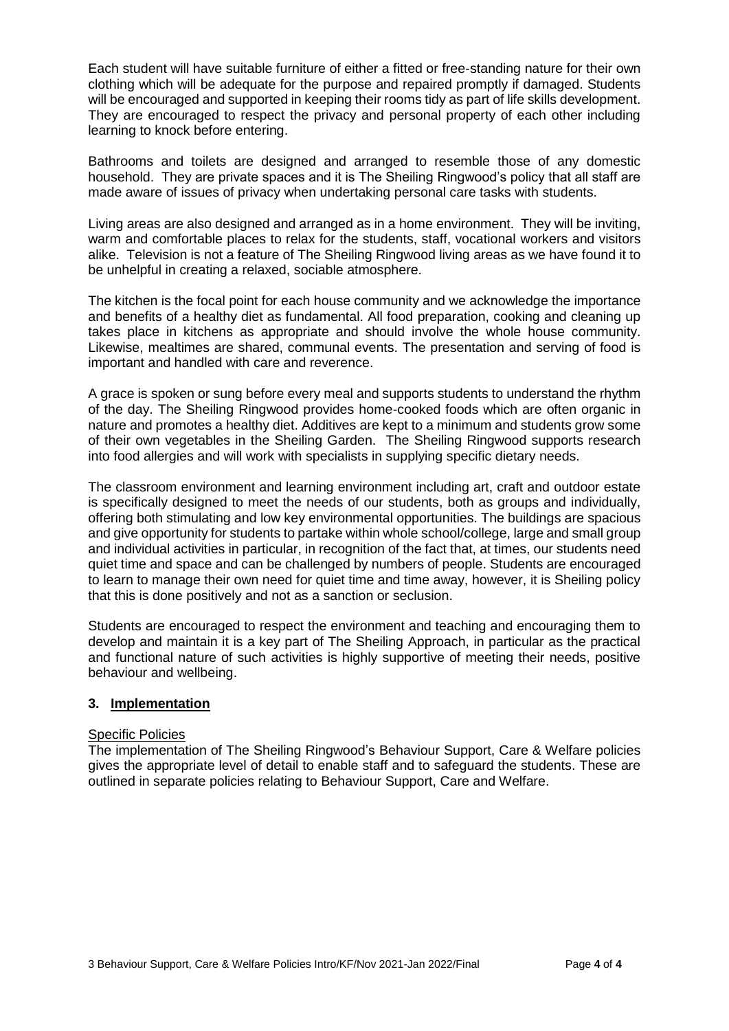Each student will have suitable furniture of either a fitted or free-standing nature for their own clothing which will be adequate for the purpose and repaired promptly if damaged. Students will be encouraged and supported in keeping their rooms tidy as part of life skills development. They are encouraged to respect the privacy and personal property of each other including learning to knock before entering.

Bathrooms and toilets are designed and arranged to resemble those of any domestic household. They are private spaces and it is The Sheiling Ringwood's policy that all staff are made aware of issues of privacy when undertaking personal care tasks with students.

Living areas are also designed and arranged as in a home environment. They will be inviting, warm and comfortable places to relax for the students, staff, vocational workers and visitors alike. Television is not a feature of The Sheiling Ringwood living areas as we have found it to be unhelpful in creating a relaxed, sociable atmosphere.

The kitchen is the focal point for each house community and we acknowledge the importance and benefits of a healthy diet as fundamental. All food preparation, cooking and cleaning up takes place in kitchens as appropriate and should involve the whole house community. Likewise, mealtimes are shared, communal events. The presentation and serving of food is important and handled with care and reverence.

A grace is spoken or sung before every meal and supports students to understand the rhythm of the day. The Sheiling Ringwood provides home-cooked foods which are often organic in nature and promotes a healthy diet. Additives are kept to a minimum and students grow some of their own vegetables in the Sheiling Garden. The Sheiling Ringwood supports research into food allergies and will work with specialists in supplying specific dietary needs.

The classroom environment and learning environment including art, craft and outdoor estate is specifically designed to meet the needs of our students, both as groups and individually, offering both stimulating and low key environmental opportunities. The buildings are spacious and give opportunity for students to partake within whole school/college, large and small group and individual activities in particular, in recognition of the fact that, at times, our students need quiet time and space and can be challenged by numbers of people. Students are encouraged to learn to manage their own need for quiet time and time away, however, it is Sheiling policy that this is done positively and not as a sanction or seclusion.

Students are encouraged to respect the environment and teaching and encouraging them to develop and maintain it is a key part of The Sheiling Approach, in particular as the practical and functional nature of such activities is highly supportive of meeting their needs, positive behaviour and wellbeing.

## 3. Implementation

### Specific Policies

The implementation of The Sheiling Ringwood's Behaviour Support, Care & Welfare policies gives the appropriate level of detail to enable staff and to safeguard the students. These are outlined in separate policies relating to Behaviour Support, Care and Welfare.